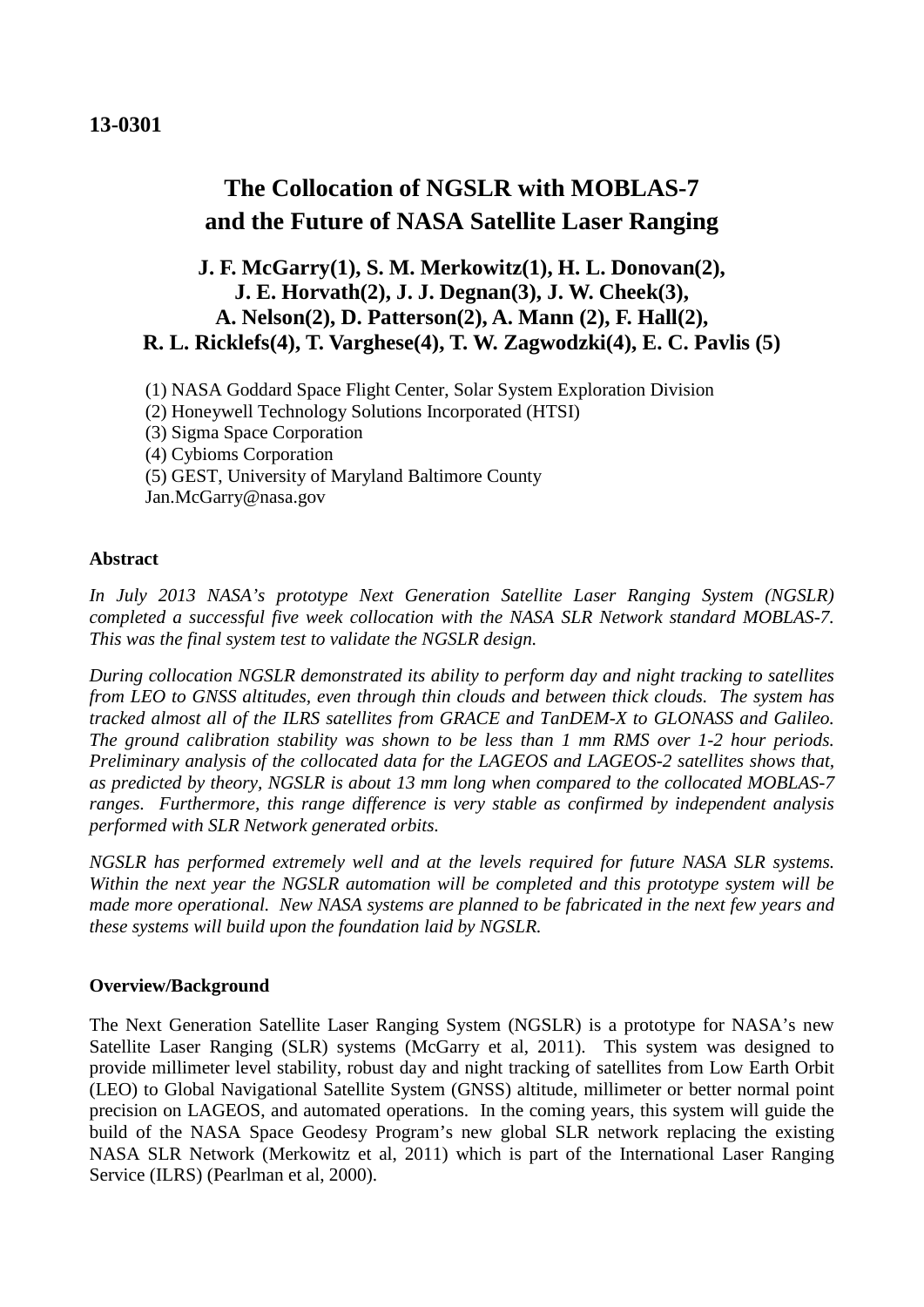**13-0301**

# The Collocation of NGSLR with MOBLAS-7 and the Future of NASA Satellite Laser Ranging

**J. F. McGarry(1), S. M. Merkowitz(1), H. L. Donovan(2), J. E. Horvath(2), J. J. Degnan(3), J. W. Cheek(3), A. Nelson(2), D. Patterson(2), A. Mann (2), F. Hall(2), R. L. Ricklefs(4), T. Varghese(4), T. W. Zagwodzki(4), E. C. Pavlis (5)**

(1) NASA Goddard Space Flight Center, Solar System Exploration Division
(2) Honeywell Technology Solutions Incorporated (HTSI)
(3) Sigma Space Corporation
(4) Cybioms Corporation
(5) GEST, University of Maryland Baltimore County
Jan.McGarry@nasa.gov

#### Abstract

*In July 2013 NASA's prototype Next Generation Satellite Laser Ranging System (NGSLR) completed a successful five week collocation with the NASA SLR Network standard MOBLAS-7. This was the final system test to validate the NGSLR design.*

*During collocation NGSLR demonstrated its ability to perform day and night tracking to satellites from LEO to GNSS altitudes, even through thin clouds and between thick clouds. The system has tracked almost all of the ILRS satellites from GRACE and TanDEM-X to GLONASS and Galileo. The ground calibration stability was shown to be less than 1 mm RMS over 1-2 hour periods. Preliminary analysis of the collocated data for the LAGEOS and LAGEOS-2 satellites shows that, as predicted by theory, NGSLR is about 13 mm long when compared to the collocated MOBLAS-7 ranges. Furthermore, this range difference is very stable as confirmed by independent analysis performed with SLR Network generated orbits.*

*NGSLR has performed extremely well and at the levels required for future NASA SLR systems. Within the next year the NGSLR automation will be completed and this prototype system will be made more operational. New NASA systems are planned to be fabricated in the next few years and these systems will build upon the foundation laid by NGSLR.*

#### Overview/Background

The Next Generation Satellite Laser Ranging System (NGSLR) is a prototype for NASA's new Satellite Laser Ranging (SLR) systems (McGarry et al, 2011). This system was designed to provide millimeter level stability, robust day and night tracking of satellites from Low Earth Orbit (LEO) to Global Navigational Satellite System (GNSS) altitude, millimeter or better normal point precision on LAGEOS, and automated operations. In the coming years, this system will guide the build of the NASA Space Geodesy Program's new global SLR network replacing the existing NASA SLR Network (Merkowitz et al, 2011) which is part of the International Laser Ranging Service (ILRS) (Pearlman et al, 2000).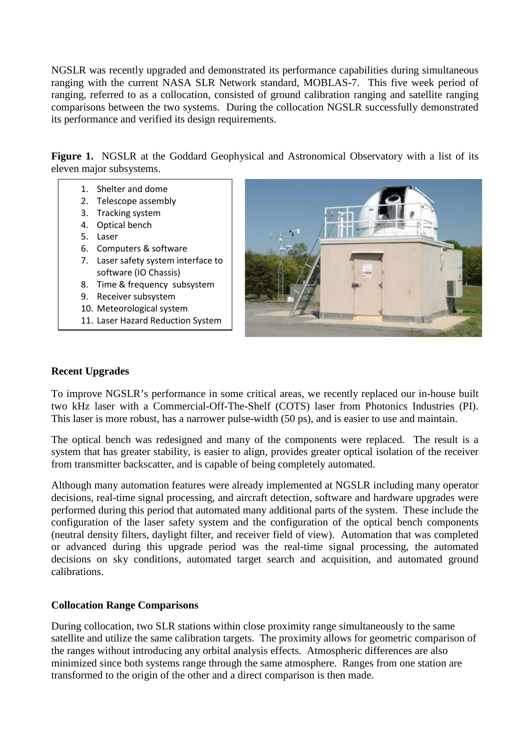NGSLR was recently upgraded and demonstrated its performance capabilities during simultaneous ranging with the current NASA SLR Network standard, MOBLAS-7. This five week period of ranging, referred to as a collocation, consisted of ground calibration ranging and satellite ranging comparisons between the two systems. During the collocation NGSLR successfully demonstrated its performance and verified its design requirements.

**Figure 1.** NGSLR at the Goddard Geophysical and Astronomical Observatory with a list of its eleven major subsystems.

1. Shelter and dome
2. Telescope assembly
3. Tracking system
4. Optical bench
5. Laser
6. Computers & software
7. Laser safety system interface to software (IO Chassis)
8. Time & frequency subsystem
9. Receiver subsystem
10. Meteorological system
11. Laser Hazard Reduction System

## Recent Upgrades

To improve NGSLR's performance in some critical areas, we recently replaced our in-house built two kHz laser with a Commercial-Off-The-Shelf (COTS) laser from Photonics Industries (PI). This laser is more robust, has a narrower pulse-width (50 ps), and is easier to use and maintain.

The optical bench was redesigned and many of the components were replaced. The result is a system that has greater stability, is easier to align, provides greater optical isolation of the receiver from transmitter backscatter, and is capable of being completely automated.

Although many automation features were already implemented at NGSLR including many operator decisions, real-time signal processing, and aircraft detection, software and hardware upgrades were performed during this period that automated many additional parts of the system. These include the configuration of the laser safety system and the configuration of the optical bench components (neutral density filters, daylight filter, and receiver field of view). Automation that was completed or advanced during this upgrade period was the real-time signal processing, the automated decisions on sky conditions, automated target search and acquisition, and automated ground calibrations.

## Collocation Range Comparisons

During collocation, two SLR stations within close proximity range simultaneously to the same satellite and utilize the same calibration targets. The proximity allows for geometric comparison of the ranges without introducing any orbital analysis effects. Atmospheric differences are also minimized since both systems range through the same atmosphere. Ranges from one station are transformed to the origin of the other and a direct comparison is then made.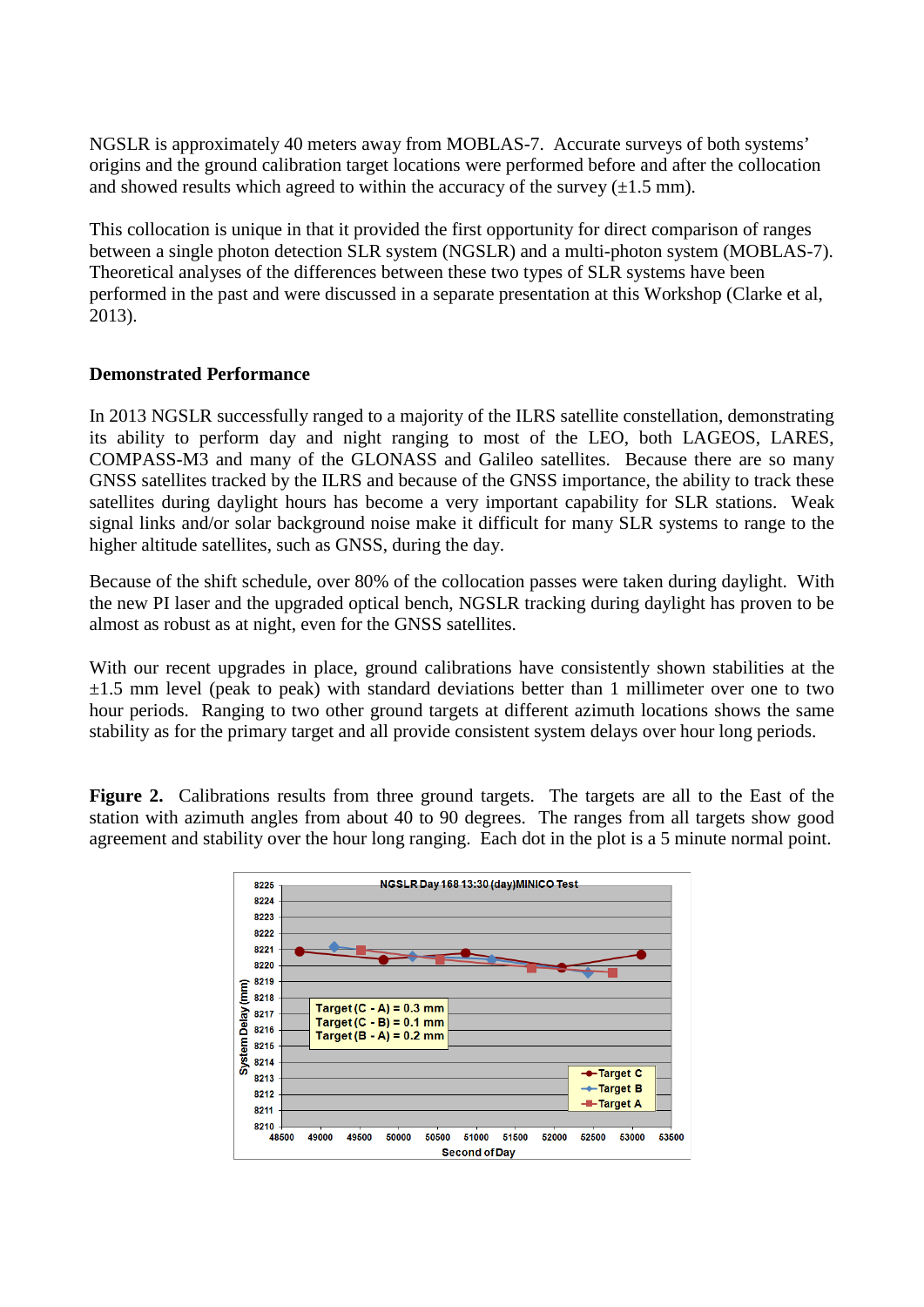NGSLR is approximately 40 meters away from MOBLAS-7. Accurate surveys of both systems' origins and the ground calibration target locations were performed before and after the collocation and showed results which agreed to within the accuracy of the survey (±1.5 mm).

This collocation is unique in that it provided the first opportunity for direct comparison of ranges between a single photon detection SLR system (NGSLR) and a multi-photon system (MOBLAS-7). Theoretical analyses of the differences between these two types of SLR systems have been performed in the past and were discussed in a separate presentation at this Workshop (Clarke et al, 2013).

**Demonstrated Performance**

In 2013 NGSLR successfully ranged to a majority of the ILRS satellite constellation, demonstrating its ability to perform day and night ranging to most of the LEO, both LAGEOS, LARES, COMPASS-M3 and many of the GLONASS and Galileo satellites. Because there are so many GNSS satellites tracked by the ILRS and because of the GNSS importance, the ability to track these satellites during daylight hours has become a very important capability for SLR stations. Weak signal links and/or solar background noise make it difficult for many SLR systems to range to the higher altitude satellites, such as GNSS, during the day.

Because of the shift schedule, over 80% of the collocation passes were taken during daylight. With the new PI laser and the upgraded optical bench, NGSLR tracking during daylight has proven to be almost as robust as at night, even for the GNSS satellites.

With our recent upgrades in place, ground calibrations have consistently shown stabilities at the ±1.5 mm level (peak to peak) with standard deviations better than 1 millimeter over one to two hour periods. Ranging to two other ground targets at different azimuth locations shows the same stability as for the primary target and all provide consistent system delays over hour long periods.

**Figure 2.** Calibrations results from three ground targets. The targets are all to the East of the station with azimuth angles from about 40 to 90 degrees. The ranges from all targets show good agreement and stability over the hour long ranging. Each dot in the plot is a 5 minute normal point.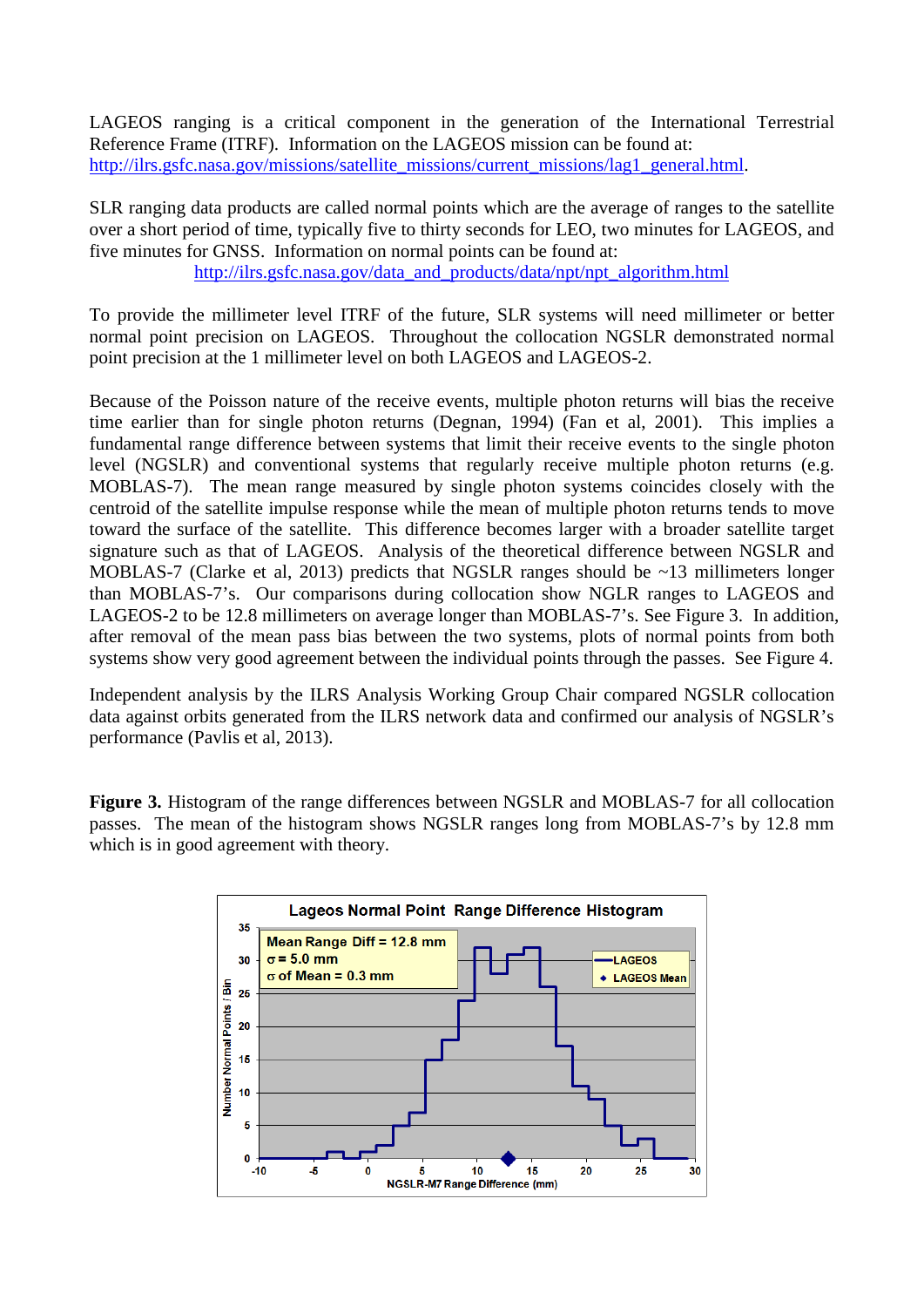LAGEOS ranging is a critical component in the generation of the International Terrestrial Reference Frame (ITRF). Information on the LAGEOS mission can be found at: http://ilrs.gsfc.nasa.gov/missions/satellite_missions/current_missions/lag1_general.html.

SLR ranging data products are called normal points which are the average of ranges to the satellite over a short period of time, typically five to thirty seconds for LEO, two minutes for LAGEOS, and five minutes for GNSS. Information on normal points can be found at: http://ilrs.gsfc.nasa.gov/data_and_products/data/npt/npt_algorithm.html

To provide the millimeter level ITRF of the future, SLR systems will need millimeter or better normal point precision on LAGEOS. Throughout the collocation NGSLR demonstrated normal point precision at the 1 millimeter level on both LAGEOS and LAGEOS-2.

Because of the Poisson nature of the receive events, multiple photon returns will bias the receive time earlier than for single photon returns (Degnan, 1994) (Fan et al, 2001). This implies a fundamental range difference between systems that limit their receive events to the single photon level (NGSLR) and conventional systems that regularly receive multiple photon returns (e.g. MOBLAS-7). The mean range measured by single photon systems coincides closely with the centroid of the satellite impulse response while the mean of multiple photon returns tends to move toward the surface of the satellite. This difference becomes larger with a broader satellite target signature such as that of LAGEOS. Analysis of the theoretical difference between NGSLR and MOBLAS-7 (Clarke et al, 2013) predicts that NGSLR ranges should be ~13 millimeters longer than MOBLAS-7's. Our comparisons during collocation show NGLR ranges to LAGEOS and LAGEOS-2 to be 12.8 millimeters on average longer than MOBLAS-7's. See Figure 3. In addition, after removal of the mean pass bias between the two systems, plots of normal points from both systems show very good agreement between the individual points through the passes. See Figure 4.

Independent analysis by the ILRS Analysis Working Group Chair compared NGSLR collocation data against orbits generated from the ILRS network data and confirmed our analysis of NGSLR's performance (Pavlis et al, 2013).

**Figure 3.** Histogram of the range differences between NGSLR and MOBLAS-7 for all collocation passes. The mean of the histogram shows NGSLR ranges long from MOBLAS-7's by 12.8 mm which is in good agreement with theory.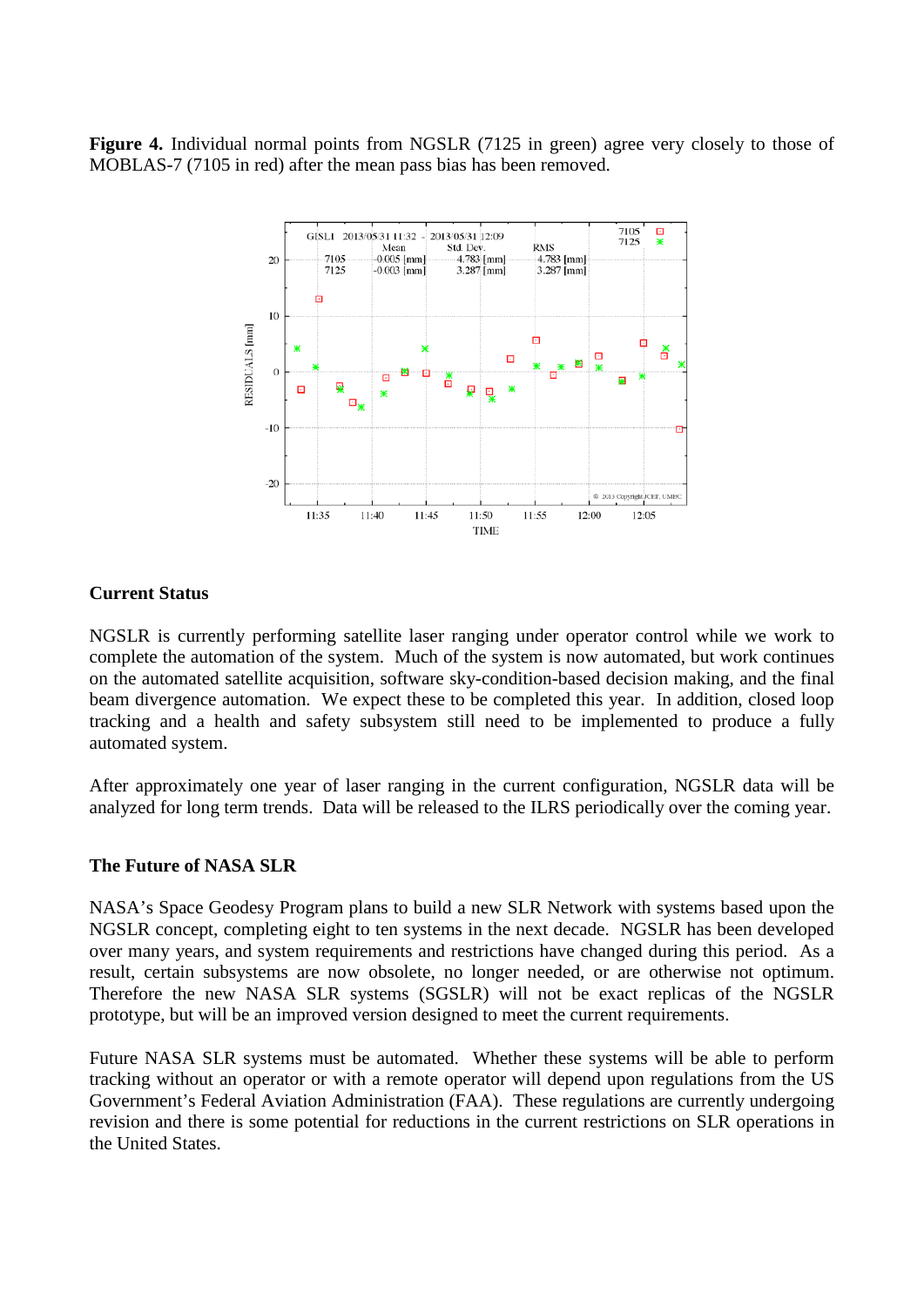**Figure 4.** Individual normal points from NGSLR (7125 in green) agree very closely to those of MOBLAS-7 (7105 in red) after the mean pass bias has been removed.

### Current Status

NGSLR is currently performing satellite laser ranging under operator control while we work to complete the automation of the system. Much of the system is now automated, but work continues on the automated satellite acquisition, software sky-condition-based decision making, and the final beam divergence automation. We expect these to be completed this year. In addition, closed loop tracking and a health and safety subsystem still need to be implemented to produce a fully automated system.

After approximately one year of laser ranging in the current configuration, NGSLR data will be analyzed for long term trends. Data will be released to the ILRS periodically over the coming year.

### The Future of NASA SLR

NASA's Space Geodesy Program plans to build a new SLR Network with systems based upon the NGSLR concept, completing eight to ten systems in the next decade. NGSLR has been developed over many years, and system requirements and restrictions have changed during this period. As a result, certain subsystems are now obsolete, no longer needed, or are otherwise not optimum. Therefore the new NASA SLR systems (SGSLR) will not be exact replicas of the NGSLR prototype, but will be an improved version designed to meet the current requirements.

Future NASA SLR systems must be automated. Whether these systems will be able to perform tracking without an operator or with a remote operator will depend upon regulations from the US Government's Federal Aviation Administration (FAA). These regulations are currently undergoing revision and there is some potential for reductions in the current restrictions on SLR operations in the United States.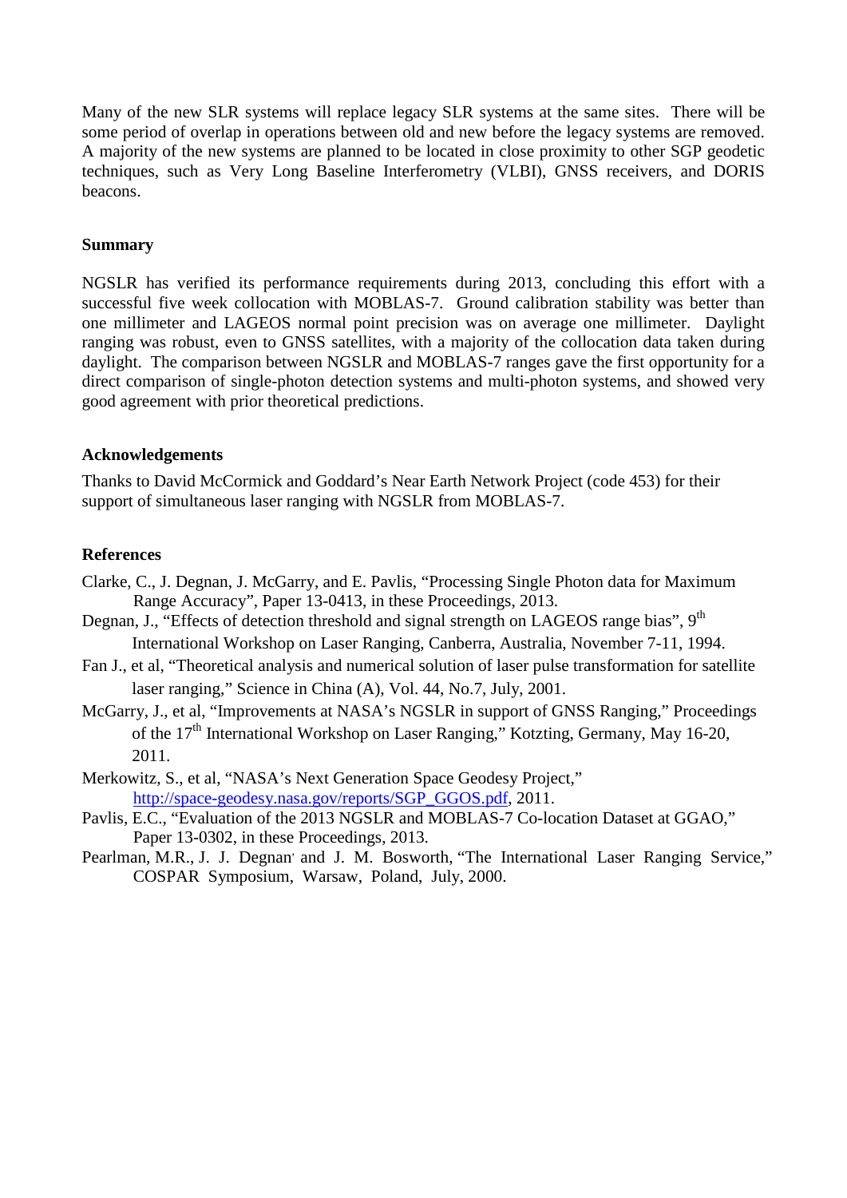Many of the new SLR systems will replace legacy SLR systems at the same sites. There will be some period of overlap in operations between old and new before the legacy systems are removed. A majority of the new systems are planned to be located in close proximity to other SGP geodetic techniques, such as Very Long Baseline Interferometry (VLBI), GNSS receivers, and DORIS beacons.

## Summary

NGSLR has verified its performance requirements during 2013, concluding this effort with a successful five week collocation with MOBLAS-7. Ground calibration stability was better than one millimeter and LAGEOS normal point precision was on average one millimeter. Daylight ranging was robust, even to GNSS satellites, with a majority of the collocation data taken during daylight. The comparison between NGSLR and MOBLAS-7 ranges gave the first opportunity for a direct comparison of single-photon detection systems and multi-photon systems, and showed very good agreement with prior theoretical predictions.

## Acknowledgements

Thanks to David McCormick and Goddard's Near Earth Network Project (code 453) for their support of simultaneous laser ranging with NGSLR from MOBLAS-7.

## References

Clarke, C., J. Degnan, J. McGarry, and E. Pavlis, "Processing Single Photon data for Maximum Range Accuracy", Paper 13-0413, in these Proceedings, 2013.

Degnan, J., "Effects of detection threshold and signal strength on LAGEOS range bias", 9th International Workshop on Laser Ranging, Canberra, Australia, November 7-11, 1994.

Fan J., et al, "Theoretical analysis and numerical solution of laser pulse transformation for satellite laser ranging," Science in China (A), Vol. 44, No.7, July, 2001.

McGarry, J., et al, "Improvements at NASA's NGSLR in support of GNSS Ranging," Proceedings of the 17th International Workshop on Laser Ranging," Kotzting, Germany, May 16-20, 2011.

Merkowitz, S., et al, "NASA's Next Generation Space Geodesy Project," http://space-geodesy.nasa.gov/reports/SGP_GGOS.pdf, 2011.

Pavlis, E.C., "Evaluation of the 2013 NGSLR and MOBLAS-7 Co-location Dataset at GGAO," Paper 13-0302, in these Proceedings, 2013.

Pearlman, M.R., J. J. Degnan, and J. M. Bosworth, "The International Laser Ranging Service," COSPAR Symposium, Warsaw, Poland, July, 2000.